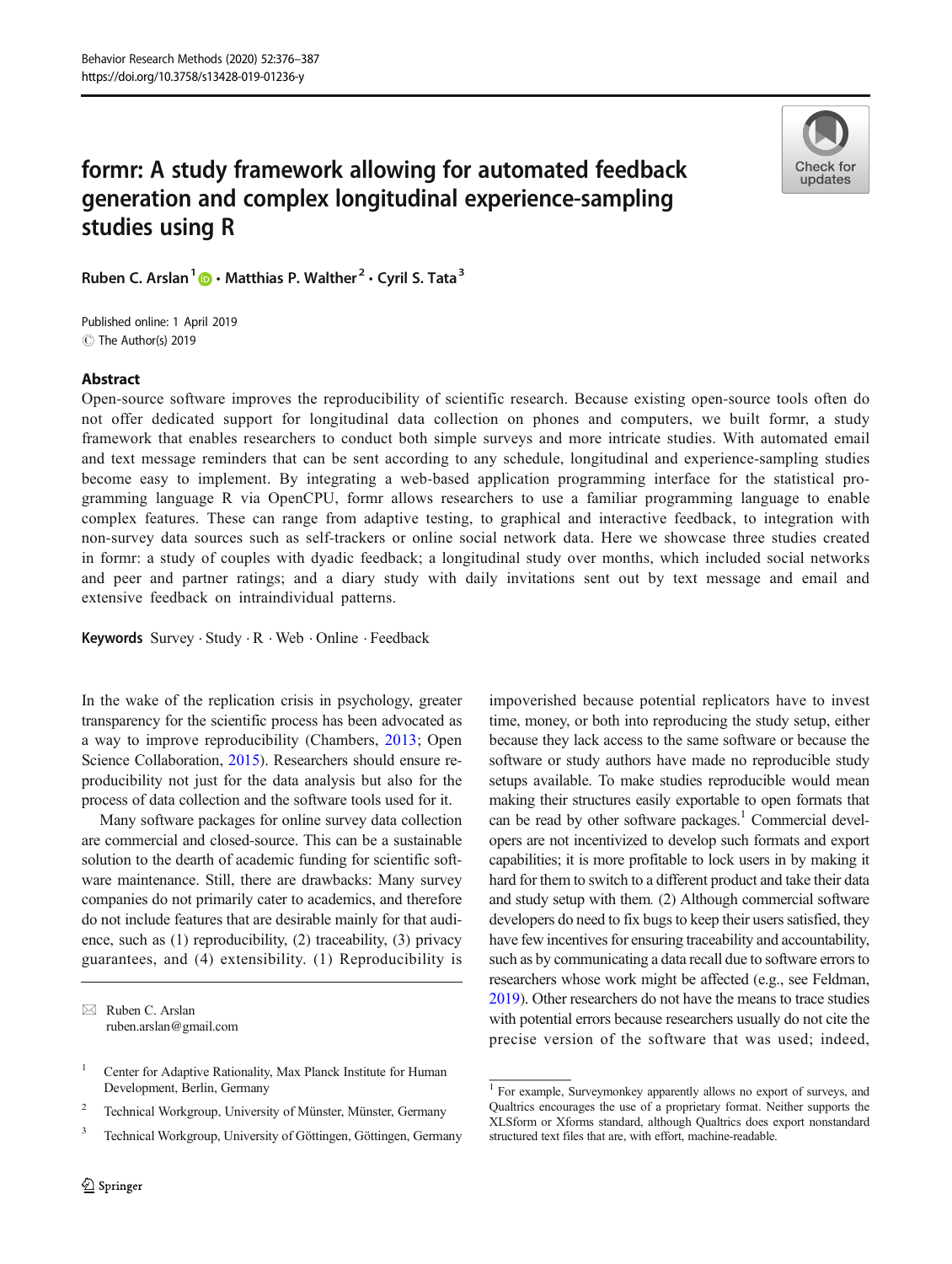# formr: A study framework allowing for automated feedback generation and complex longitudinal experience-sampling studies using R

**Ruben C. Arslan**[1] **· Matthias P. Walther**[2] **· Cyril S. Tata**[3]

Published online: 1 April 2019
© The Author(s) 2019

## Abstract

Open-source software improves the reproducibility of scientific research. Because existing open-source tools often do not offer dedicated support for longitudinal data collection on phones and computers, we built formr, a study framework that enables researchers to conduct both simple surveys and more intricate studies. With automated email and text message reminders that can be sent according to any schedule, longitudinal and experience-sampling studies become easy to implement. By integrating a web-based application programming interface for the statistical programming language R via OpenCPU, formr allows researchers to use a familiar programming language to enable complex features. These can range from adaptive testing, to graphical and interactive feedback, to integration with non-survey data sources such as self-trackers or online social network data. Here we showcase three studies created in formr: a study of couples with dyadic feedback; a longitudinal study over months, which included social networks and peer and partner ratings; and a diary study with daily invitations sent out by text message and email and extensive feedback on intraindividual patterns.

**Keywords** Survey · Study · R · Web · Online · Feedback

In the wake of the replication crisis in psychology, greater transparency for the scientific process has been advocated as a way to improve reproducibility (Chambers, 2013; Open Science Collaboration, 2015). Researchers should ensure reproducibility not just for the data analysis but also for the process of data collection and the software tools used for it.

Many software packages for online survey data collection are commercial and closed-source. This can be a sustainable solution to the dearth of academic funding for scientific software maintenance. Still, there are drawbacks: Many survey companies do not primarily cater to academics, and therefore do not include features that are desirable mainly for that audience, such as (1) reproducibility, (2) traceability, (3) privacy guarantees, and (4) extensibility. (1) Reproducibility is impoverished because potential replicators have to invest time, money, or both into reproducing the study setup, either because they lack access to the same software or because the software or study authors have made no reproducible study setups available. To make studies reproducible would mean making their structures easily exportable to open formats that can be read by other software packages.[1] Commercial developers are not incentivized to develop such formats and export capabilities; it is more profitable to lock users in by making it hard for them to switch to a different product and take their data and study setup with them. (2) Although commercial software developers do need to fix bugs to keep their users satisfied, they have few incentives for ensuring traceability and accountability, such as by communicating a data recall due to software errors to researchers whose work might be affected (e.g., see Feldman, 2019). Other researchers do not have the means to trace studies with potential errors because researchers usually do not cite the precise version of the software that was used; indeed,

---

✉ Ruben C. Arslan
ruben.arslan@gmail.com

[1] Center for Adaptive Rationality, Max Planck Institute for Human Development, Berlin, Germany

[2] Technical Workgroup, University of Münster, Münster, Germany

[3] Technical Workgroup, University of Göttingen, Göttingen, Germany

[1] For example, Surveymonkey apparently allows no export of surveys, and Qualtrics encourages the use of a proprietary format. Neither supports the XLSform or Xforms standard, although Qualtrics does export nonstandard structured text files that are, with effort, machine-readable.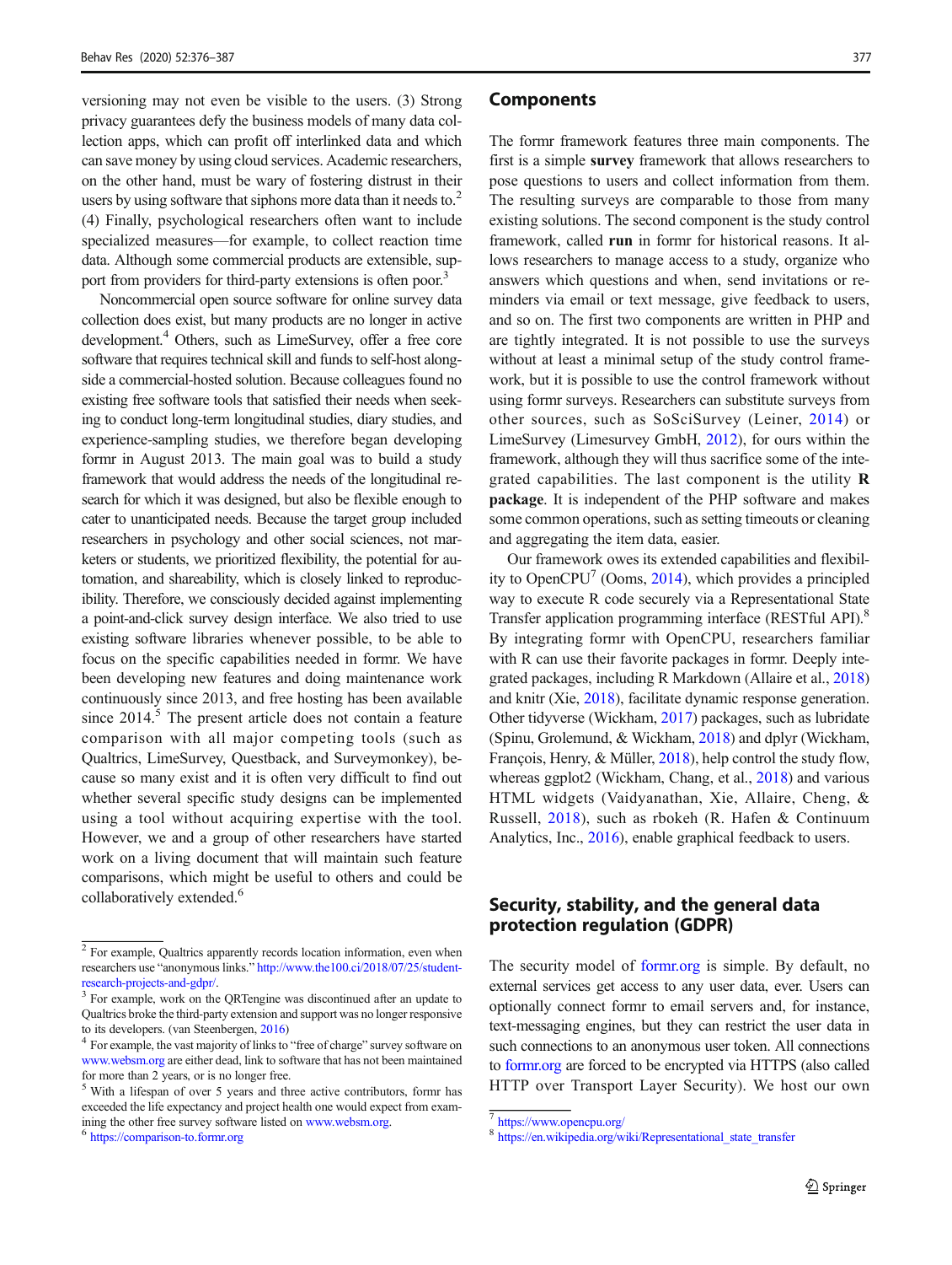versioning may not even be visible to the users. (3) Strong privacy guarantees defy the business models of many data collection apps, which can profit off interlinked data and which can save money by using cloud services. Academic researchers, on the other hand, must be wary of fostering distrust in their users by using software that siphons more data than it needs to.[2] (4) Finally, psychological researchers often want to include specialized measures—for example, to collect reaction time data. Although some commercial products are extensible, support from providers for third-party extensions is often poor.[3]

Noncommercial open source software for online survey data collection does exist, but many products are no longer in active development.[4] Others, such as LimeSurvey, offer a free core software that requires technical skill and funds to self-host alongside a commercial-hosted solution. Because colleagues found no existing free software tools that satisfied their needs when seeking to conduct long-term longitudinal studies, diary studies, and experience-sampling studies, we therefore began developing formr in August 2013. The main goal was to build a study framework that would address the needs of the longitudinal research for which it was designed, but also be flexible enough to cater to unanticipated needs. Because the target group included researchers in psychology and other social sciences, not marketers or students, we prioritized flexibility, the potential for automation, and shareability, which is closely linked to reproducibility. Therefore, we consciously decided against implementing a point-and-click survey design interface. We also tried to use existing software libraries whenever possible, to be able to focus on the specific capabilities needed in formr. We have been developing new features and doing maintenance work continuously since 2013, and free hosting has been available since 2014.[5] The present article does not contain a feature comparison with all major competing tools (such as Qualtrics, LimeSurvey, Questback, and Surveymonkey), because so many exist and it is often very difficult to find out whether several specific study designs can be implemented using a tool without acquiring expertise with the tool. However, we and a group of other researchers have started work on a living document that will maintain such feature comparisons, which might be useful to others and could be collaboratively extended.[6]

## Components

The formr framework features three main components. The first is a simple **survey** framework that allows researchers to pose questions to users and collect information from them. The resulting surveys are comparable to those from many existing solutions. The second component is the study control framework, called **run** in formr for historical reasons. It allows researchers to manage access to a study, organize who answers which questions and when, send invitations or reminders via email or text message, give feedback to users, and so on. The first two components are written in PHP and are tightly integrated. It is not possible to use the surveys without at least a minimal setup of the study control framework, but it is possible to use the control framework without using formr surveys. Researchers can substitute surveys from other sources, such as SoSciSurvey (Leiner, 2014) or LimeSurvey (Limesurvey GmbH, 2012), for ours within the framework, although they will thus sacrifice some of the integrated capabilities. The last component is the utility **R package**. It is independent of the PHP software and makes some common operations, such as setting timeouts or cleaning and aggregating the item data, easier.

Our framework owes its extended capabilities and flexibility to OpenCPU[7] (Ooms, 2014), which provides a principled way to execute R code securely via a Representational State Transfer application programming interface (RESTful API).[8] By integrating formr with OpenCPU, researchers familiar with R can use their favorite packages in formr. Deeply integrated packages, including R Markdown (Allaire et al., 2018) and knitr (Xie, 2018), facilitate dynamic response generation. Other tidyverse (Wickham, 2017) packages, such as lubridate (Spinu, Grolemund, & Wickham, 2018) and dplyr (Wickham, François, Henry, & Müller, 2018), help control the study flow, whereas ggplot2 (Wickham, Chang, et al., 2018) and various HTML widgets (Vaidyanathan, Xie, Allaire, Cheng, & Russell, 2018), such as rbokeh (R. Hafen & Continuum Analytics, Inc., 2016), enable graphical feedback to users.

## Security, stability, and the general data protection regulation (GDPR)

The security model of formr.org is simple. By default, no external services get access to any user data, ever. Users can optionally connect formr to email servers and, for instance, text-messaging engines, but they can restrict the user data in such connections to an anonymous user token. All connections to formr.org are forced to be encrypted via HTTPS (also called HTTP over Transport Layer Security). We host our own

---

[2] For example, Qualtrics apparently records location information, even when researchers use "anonymous links." http://www.the100.ci/2018/07/25/student-research-projects-and-gdpr/.

[3] For example, work on the QRTengine was discontinued after an update to Qualtrics broke the third-party extension and support was no longer responsive to its developers. (van Steenbergen, 2016)

[4] For example, the vast majority of links to "free of charge" survey software on www.websm.org are either dead, link to software that has not been maintained for more than 2 years, or is no longer free.

[5] With a lifespan of over 5 years and three active contributors, formr has exceeded the life expectancy and project health one would expect from examining the other free survey software listed on www.websm.org.

[6] https://comparison-to.formr.org

[7] https://www.opencpu.org/

[8] https://en.wikipedia.org/wiki/Representational_state_transfer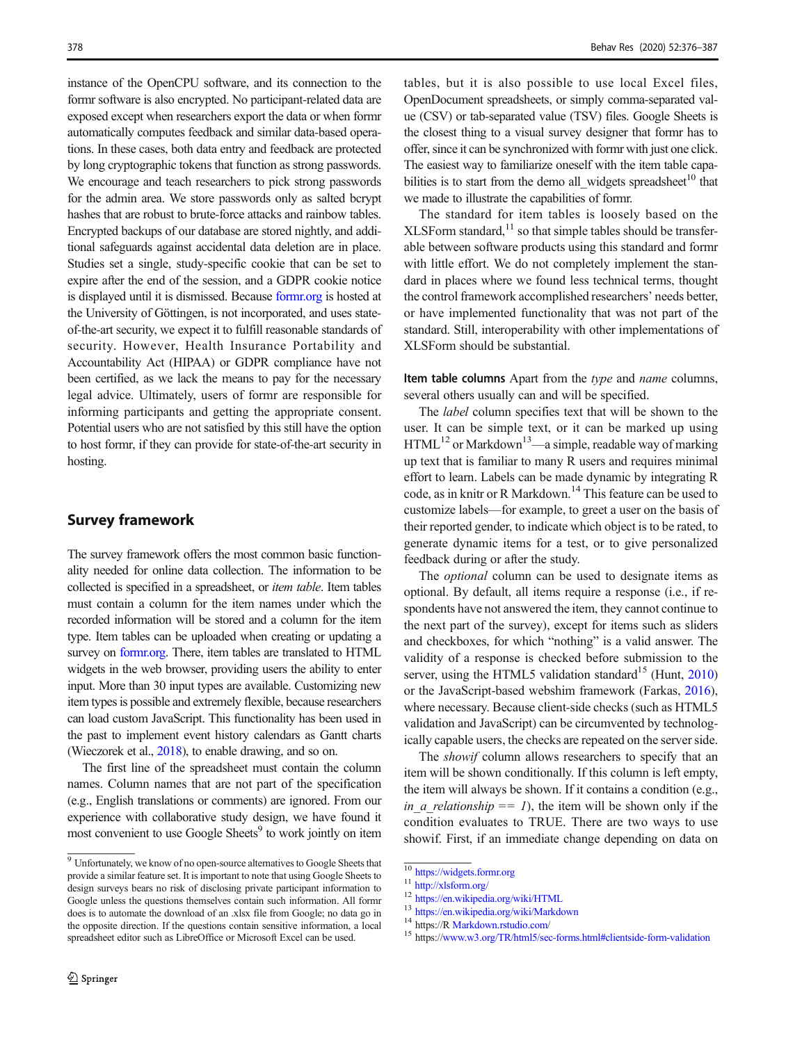instance of the OpenCPU software, and its connection to the formr software is also encrypted. No participant-related data are exposed except when researchers export the data or when formr automatically computes feedback and similar data-based operations. In these cases, both data entry and feedback are protected by long cryptographic tokens that function as strong passwords. We encourage and teach researchers to pick strong passwords for the admin area. We store passwords only as salted bcrypt hashes that are robust to brute-force attacks and rainbow tables. Encrypted backups of our database are stored nightly, and additional safeguards against accidental data deletion are in place. Studies set a single, study-specific cookie that can be set to expire after the end of the session, and a GDPR cookie notice is displayed until it is dismissed. Because formr.org is hosted at the University of Göttingen, is not incorporated, and uses state-of-the-art security, we expect it to fulfill reasonable standards of security. However, Health Insurance Portability and Accountability Act (HIPAA) or GDPR compliance have not been certified, as we lack the means to pay for the necessary legal advice. Ultimately, users of formr are responsible for informing participants and getting the appropriate consent. Potential users who are not satisfied by this still have the option to host formr, if they can provide for state-of-the-art security in hosting.

## Survey framework

The survey framework offers the most common basic functionality needed for online data collection. The information to be collected is specified in a spreadsheet, or *item table*. Item tables must contain a column for the item names under which the recorded information will be stored and a column for the item type. Item tables can be uploaded when creating or updating a survey on formr.org. There, item tables are translated to HTML widgets in the web browser, providing users the ability to enter input. More than 30 input types are available. Customizing new item types is possible and extremely flexible, because researchers can load custom JavaScript. This functionality has been used in the past to implement event history calendars as Gantt charts (Wieczorek et al., 2018), to enable drawing, and so on.

The first line of the spreadsheet must contain the column names. Column names that are not part of the specification (e.g., English translations or comments) are ignored. From our experience with collaborative study design, we have found it most convenient to use Google Sheets[9] to work jointly on item tables, but it is also possible to use local Excel files, OpenDocument spreadsheets, or simply comma-separated value (CSV) or tab-separated value (TSV) files. Google Sheets is the closest thing to a visual survey designer that formr has to offer, since it can be synchronized with formr with just one click. The easiest way to familiarize oneself with the item table capabilities is to start from the demo all_widgets spreadsheet[10] that we made to illustrate the capabilities of formr.

The standard for item tables is loosely based on the XLSForm standard,[11] so that simple tables should be transferable between software products using this standard and formr with little effort. We do not completely implement the standard in places where we found less technical terms, thought the control framework accomplished researchers' needs better, or have implemented functionality that was not part of the standard. Still, interoperability with other implementations of XLSForm should be substantial.

**Item table columns** Apart from the *type* and *name* columns, several others usually can and will be specified.

The *label* column specifies text that will be shown to the user. It can be simple text, or it can be marked up using HTML[12] or Markdown[13]—a simple, readable way of marking up text that is familiar to many R users and requires minimal effort to learn. Labels can be made dynamic by integrating R code, as in knitr or R Markdown.[14] This feature can be used to customize labels—for example, to greet a user on the basis of their reported gender, to indicate which object is to be rated, to generate dynamic items for a test, or to give personalized feedback during or after the study.

The *optional* column can be used to designate items as optional. By default, all items require a response (i.e., if respondents have not answered the item, they cannot continue to the next part of the survey), except for items such as sliders and checkboxes, for which "nothing" is a valid answer. The validity of a response is checked before submission to the server, using the HTML5 validation standard[15] (Hunt, 2010) or the JavaScript-based webshim framework (Farkas, 2016), where necessary. Because client-side checks (such as HTML5 validation and JavaScript) can be circumvented by technologically capable users, the checks are repeated on the server side.

The *showif* column allows researchers to specify that an item will be shown conditionally. If this column is left empty, the item will always be shown. If it contains a condition (e.g., *in_a_relationship == 1*), the item will be shown only if the condition evaluates to TRUE. There are two ways to use showif. First, if an immediate change depending on data on

---

[9] Unfortunately, we know of no open-source alternatives to Google Sheets that provide a similar feature set. It is important to note that using Google Sheets to design surveys bears no risk of disclosing private participant information to Google unless the questions themselves contain such information. All formr does is to automate the download of an .xlsx file from Google; no data go in the opposite direction. If the questions contain sensitive information, a local spreadsheet editor such as LibreOffice or Microsoft Excel can be used.

[10] https://widgets.formr.org

[11] http://xlsform.org/

[12] https://en.wikipedia.org/wiki/HTML

[13] https://en.wikipedia.org/wiki/Markdown

[14] https://R Markdown.rstudio.com/

[15] https://www.w3.org/TR/html5/sec-forms.html#clientside-form-validation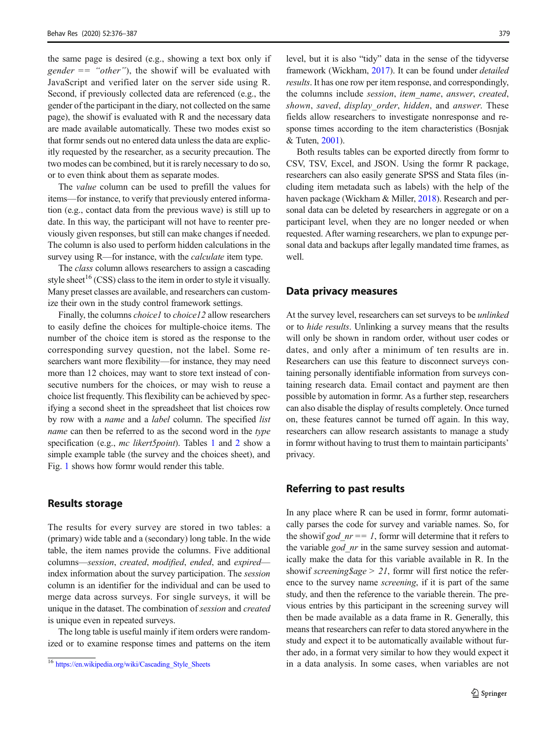the same page is desired (e.g., showing a text box only if *gender == "other"*), the showif will be evaluated with JavaScript and verified later on the server side using R. Second, if previously collected data are referenced (e.g., the gender of the participant in the diary, not collected on the same page), the showif is evaluated with R and the necessary data are made available automatically. These two modes exist so that formr sends out no entered data unless the data are explicitly requested by the researcher, as a security precaution. The two modes can be combined, but it is rarely necessary to do so, or to even think about them as separate modes.

The *value* column can be used to prefill the values for items—for instance, to verify that previously entered information (e.g., contact data from the previous wave) is still up to date. In this way, the participant will not have to reenter previously given responses, but still can make changes if needed. The column is also used to perform hidden calculations in the survey using R—for instance, with the *calculate* item type.

The *class* column allows researchers to assign a cascading style sheet[16] (CSS) class to the item in order to style it visually. Many preset classes are available, and researchers can customize their own in the study control framework settings.

Finally, the columns *choice1* to *choice12* allow researchers to easily define the choices for multiple-choice items. The number of the choice item is stored as the response to the corresponding survey question, not the label. Some researchers want more flexibility—for instance, they may need more than 12 choices, may want to store text instead of consecutive numbers for the choices, or may wish to reuse a choice list frequently. This flexibility can be achieved by specifying a second sheet in the spreadsheet that list choices row by row with a *name* and a *label* column. The specified *list name* can then be referred to as the second word in the *type* specification (e.g., *mc likert5point*). Tables 1 and 2 show a simple example table (the survey and the choices sheet), and Fig. 1 shows how formr would render this table.

## Results storage

The results for every survey are stored in two tables: a (primary) wide table and a (secondary) long table. In the wide table, the item names provide the columns. Five additional columns—*session*, *created*, *modified*, *ended*, and *expired*—index information about the survey participation. The *session* column is an identifier for the individual and can be used to merge data across surveys. For single surveys, it will be unique in the dataset. The combination of *session* and *created* is unique even in repeated surveys.

The long table is useful mainly if item orders were randomized or to examine response times and patterns on the item level, but it is also "tidy" data in the sense of the tidyverse framework (Wickham, 2017). It can be found under *detailed results*. It has one row per item response, and correspondingly, the columns include *session*, *item_name*, *answer*, *created*, *shown*, *saved*, *display_order*, *hidden*, and *answer*. These fields allow researchers to investigate nonresponse and response times according to the item characteristics (Bosnjak & Tuten, 2001).

Both results tables can be exported directly from formr to CSV, TSV, Excel, and JSON. Using the formr R package, researchers can also easily generate SPSS and Stata files (including item metadata such as labels) with the help of the haven package (Wickham & Miller, 2018). Research and personal data can be deleted by researchers in aggregate or on a participant level, when they are no longer needed or when requested. After warning researchers, we plan to expunge personal data and backups after legally mandated time frames, as well.

## Data privacy measures

At the survey level, researchers can set surveys to be *unlinked* or to *hide results*. Unlinking a survey means that the results will only be shown in random order, without user codes or dates, and only after a minimum of ten results are in. Researchers can use this feature to disconnect surveys containing personally identifiable information from surveys containing research data. Email contact and payment are then possible by automation in formr. As a further step, researchers can also disable the display of results completely. Once turned on, these features cannot be turned off again. In this way, researchers can allow research assistants to manage a study in formr without having to trust them to maintain participants' privacy.

## Referring to past results

In any place where R can be used in formr, formr automatically parses the code for survey and variable names. So, for the showif *god_nr == 1*, formr will determine that it refers to the variable *god_nr* in the same survey session and automatically make the data for this variable available in R. In the showif *screening$age > 21*, formr will first notice the reference to the survey name *screening*, if it is part of the same study, and then the reference to the variable therein. The previous entries by this participant in the screening survey will then be made available as a data frame in R. Generally, this means that researchers can refer to data stored anywhere in the study and expect it to be automatically available without further ado, in a format very similar to how they would expect it in a data analysis. In some cases, when variables are not

[16] https://en.wikipedia.org/wiki/Cascading_Style_Sheets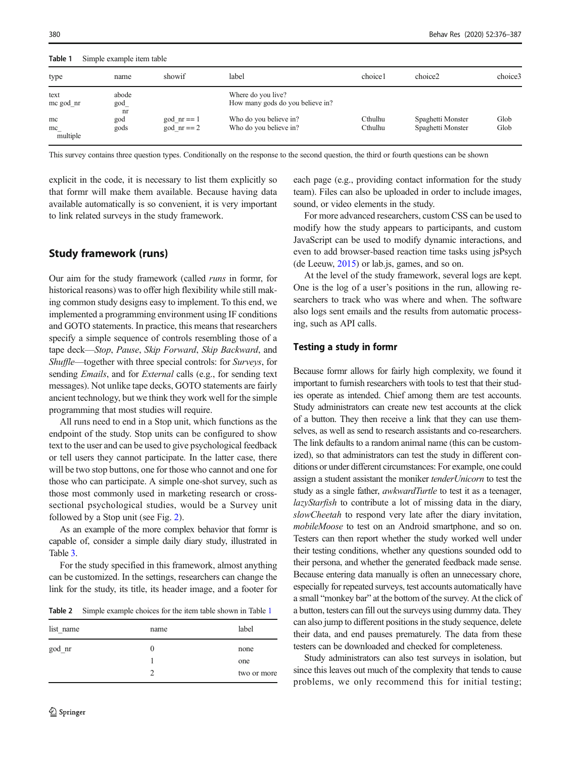**Table 1** Simple example item table

| type | name | showif | label | choice1 | choice2 | choice3 |
|---|---|---|---|---|---|---|
| text | abode | | Where do you live? | | | |
| mc god_nr | god_nr | | How many gods do you believe in? | | | |
| mc | god | god_nr == 1 | Who do you believe in? | Cthulhu | Spaghetti Monster | Glob |
| mc_multiple | gods | god_nr == 2 | Who do you believe in? | Cthulhu | Spaghetti Monster | Glob |

This survey contains three question types. Conditionally on the response to the second question, the third or fourth questions can be shown

explicit in the code, it is necessary to list them explicitly so that formr will make them available. Because having data available automatically is so convenient, it is very important to link related surveys in the study framework.

## Study framework (runs)

Our aim for the study framework (called *runs* in formr, for historical reasons) was to offer high flexibility while still making common study designs easy to implement. To this end, we implemented a programming environment using IF conditions and GOTO statements. In practice, this means that researchers specify a simple sequence of controls resembling those of a tape deck—*Stop*, *Pause*, *Skip Forward*, *Skip Backward*, and *Shuffle*—together with three special controls: for *Surveys*, for sending *Emails*, and for *External* calls (e.g., for sending text messages). Not unlike tape decks, GOTO statements are fairly ancient technology, but we think they work well for the simple programming that most studies will require.

All runs need to end in a Stop unit, which functions as the endpoint of the study. Stop units can be configured to show text to the user and can be used to give psychological feedback or tell users they cannot participate. In the latter case, there will be two stop buttons, one for those who cannot and one for those who can participate. A simple one-shot survey, such as those most commonly used in marketing research or cross-sectional psychological studies, would be a Survey unit followed by a Stop unit (see Fig. 2).

As an example of the more complex behavior that formr is capable of, consider a simple daily diary study, illustrated in Table 3.

For the study specified in this framework, almost anything can be customized. In the settings, researchers can change the link for the study, its title, its header image, and a footer for each page (e.g., providing contact information for the study team). Files can also be uploaded in order to include images, sound, or video elements in the study.

**Table 2** Simple example choices for the item table shown in Table 1

| list_name | name | label |
|---|---|---|
| god_nr | 0 | none |
| | 1 | one |
| | 2 | two or more |

For more advanced researchers, custom CSS can be used to modify how the study appears to participants, and custom JavaScript can be used to modify dynamic interactions, and even to add browser-based reaction time tasks using jsPsych (de Leeuw, 2015) or lab.js, games, and so on.

At the level of the study framework, several logs are kept. One is the log of a user's positions in the run, allowing researchers to track who was where and when. The software also logs sent emails and the results from automatic processing, such as API calls.

### Testing a study in formr

Because formr allows for fairly high complexity, we found it important to furnish researchers with tools to test that their studies operate as intended. Chief among them are test accounts. Study administrators can create new test accounts at the click of a button. They then receive a link that they can use themselves, as well as send to research assistants and co-researchers. The link defaults to a random animal name (this can be customized), so that administrators can test the study in different conditions or under different circumstances: For example, one could assign a student assistant the moniker *tenderUnicorn* to test the study as a single father, *awkwardTurtle* to test it as a teenager, *lazyStarfish* to contribute a lot of missing data in the diary, *slowCheetah* to respond very late after the diary invitation, *mobileMoose* to test on an Android smartphone, and so on. Testers can then report whether the study worked well under their testing conditions, whether any questions sounded odd to their persona, and whether the generated feedback made sense. Because entering data manually is often an unnecessary chore, especially for repeated surveys, test accounts automatically have a small "monkey bar" at the bottom of the survey. At the click of a button, testers can fill out the surveys using dummy data. They can also jump to different positions in the study sequence, delete their data, and end pauses prematurely. The data from these testers can be downloaded and checked for completeness.

Study administrators can also test surveys in isolation, but since this leaves out much of the complexity that tends to cause problems, we only recommend this for initial testing;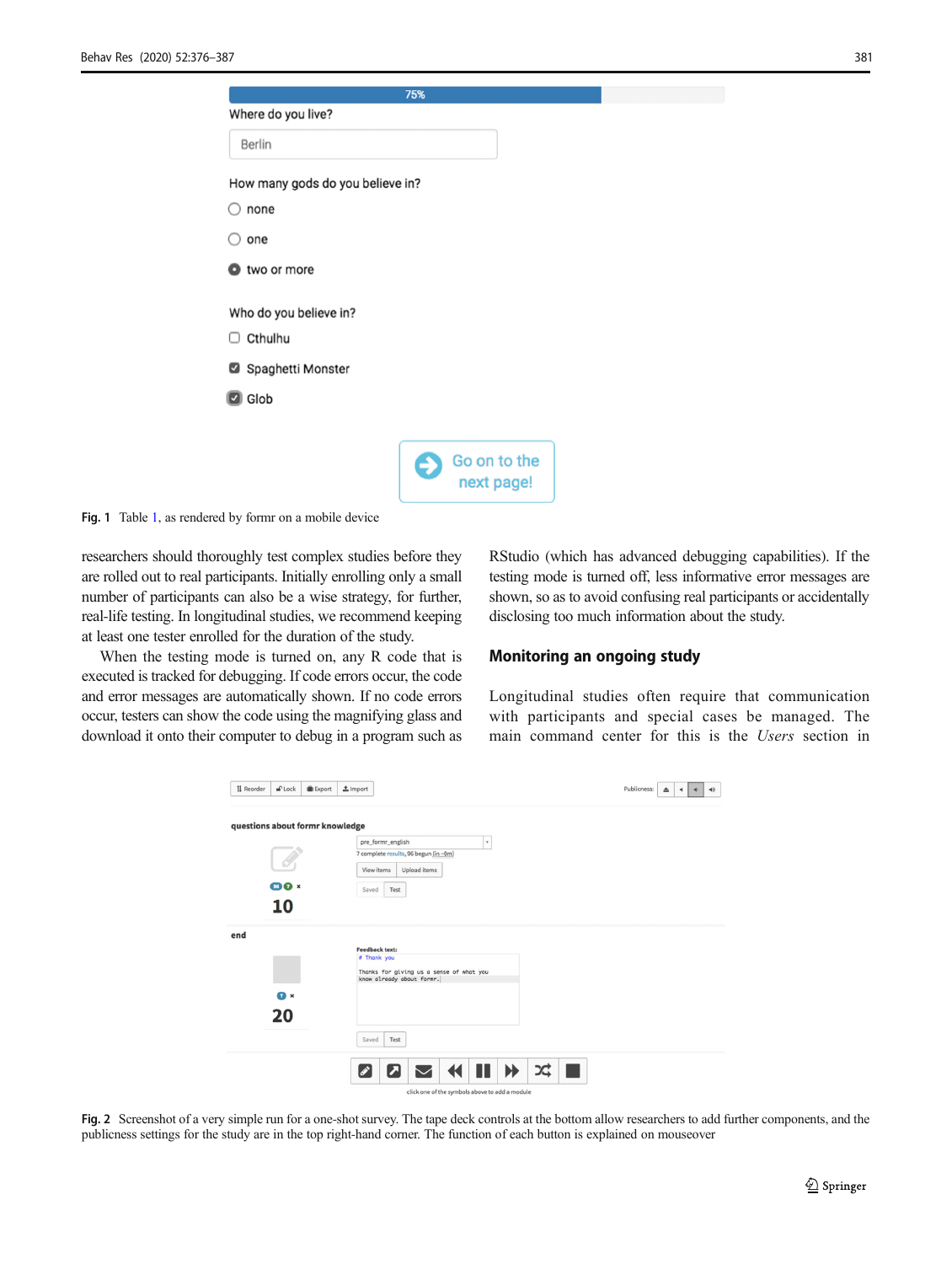Fig. 1 Table 1, as rendered by formr on a mobile device

researchers should thoroughly test complex studies before they are rolled out to real participants. Initially enrolling only a small number of participants can also be a wise strategy, for further, real-life testing. In longitudinal studies, we recommend keeping at least one tester enrolled for the duration of the study.

When the testing mode is turned on, any R code that is executed is tracked for debugging. If code errors occur, the code and error messages are automatically shown. If no code errors occur, testers can show the code using the magnifying glass and download it onto their computer to debug in a program such as RStudio (which has advanced debugging capabilities). If the testing mode is turned off, less informative error messages are shown, so as to avoid confusing real participants or accidentally disclosing too much information about the study.

## Monitoring an ongoing study

Longitudinal studies often require that communication with participants and special cases be managed. The main command center for this is the *Users* section in

Fig. 2 Screenshot of a very simple run for a one-shot survey. The tape deck controls at the bottom allow researchers to add further components, and the publicness settings for the study are in the top right-hand corner. The function of each button is explained on mouseover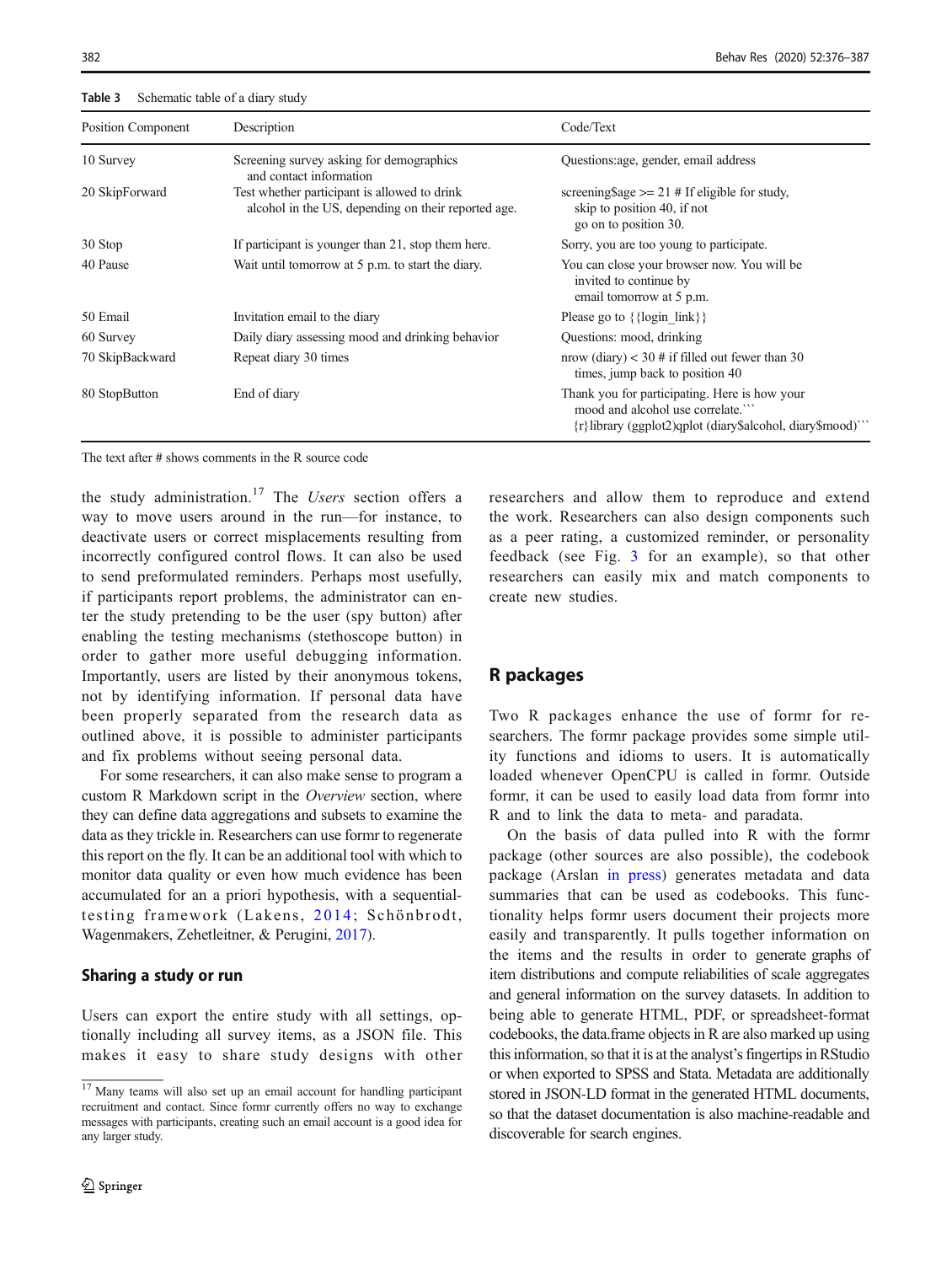**Table 3** Schematic table of a diary study

| Position Component | Description | Code/Text |
|---|---|---|
| 10 Survey | Screening survey asking for demographics and contact information | Questions:age, gender, email address |
| 20 SkipForward | Test whether participant is allowed to drink alcohol in the US, depending on their reported age. | screening$age >= 21 # If eligible for study, skip to position 40, if not go on to position 30. |
| 30 Stop | If participant is younger than 21, stop them here. | Sorry, you are too young to participate. |
| 40 Pause | Wait until tomorrow at 5 p.m. to start the diary. | You can close your browser now. You will be invited to continue by email tomorrow at 5 p.m. |
| 50 Email | Invitation email to the diary | Please go to {{login_link}} |
| 60 Survey | Daily diary assessing mood and drinking behavior | Questions: mood, drinking |
| 70 SkipBackward | Repeat diary 30 times | nrow (diary) < 30 # if filled out fewer than 30 times, jump back to position 40 |
| 80 StopButton | End of diary | Thank you for participating. Here is how your mood and alcohol use correlate.``` {r}library (ggplot2)qplot (diary$alcohol, diary$mood)``` |

The text after # shows comments in the R source code

the study administration.[17] The *Users* section offers a way to move users around in the run—for instance, to deactivate users or correct misplacements resulting from incorrectly configured control flows. It can also be used to send preformulated reminders. Perhaps most usefully, if participants report problems, the administrator can enter the study pretending to be the user (spy button) after enabling the testing mechanisms (stethoscope button) in order to gather more useful debugging information. Importantly, users are listed by their anonymous tokens, not by identifying information. If personal data have been properly separated from the research data as outlined above, it is possible to administer participants and fix problems without seeing personal data.

For some researchers, it can also make sense to program a custom R Markdown script in the *Overview* section, where they can define data aggregations and subsets to examine the data as they trickle in. Researchers can use formr to regenerate this report on the fly. It can be an additional tool with which to monitor data quality or even how much evidence has been accumulated for an a priori hypothesis, with a sequential-testing framework (Lakens, 2014; Schönbrodt, Wagenmakers, Zehetleitner, & Perugini, 2017).

### Sharing a study or run

Users can export the entire study with all settings, optionally including all survey items, as a JSON file. This makes it easy to share study designs with other researchers and allow them to reproduce and extend the work. Researchers can also design components such as a peer rating, a customized reminder, or personality feedback (see Fig. 3 for an example), so that other researchers can easily mix and match components to create new studies.

[17] Many teams will also set up an email account for handling participant recruitment and contact. Since formr currently offers no way to exchange messages with participants, creating such an email account is a good idea for any larger study.

## R packages

Two R packages enhance the use of formr for researchers. The formr package provides some simple utility functions and idioms to users. It is automatically loaded whenever OpenCPU is called in formr. Outside formr, it can be used to easily load data from formr into R and to link the data to meta- and paradata.

On the basis of data pulled into R with the formr package (other sources are also possible), the codebook package (Arslan in press) generates metadata and data summaries that can be used as codebooks. This functionality helps formr users document their projects more easily and transparently. It pulls together information on the items and the results in order to generate graphs of item distributions and compute reliabilities of scale aggregates and general information on the survey datasets. In addition to being able to generate HTML, PDF, or spreadsheet-format codebooks, the data.frame objects in R are also marked up using this information, so that it is at the analyst's fingertips in RStudio or when exported to SPSS and Stata. Metadata are additionally stored in JSON-LD format in the generated HTML documents, so that the dataset documentation is also machine-readable and discoverable for search engines.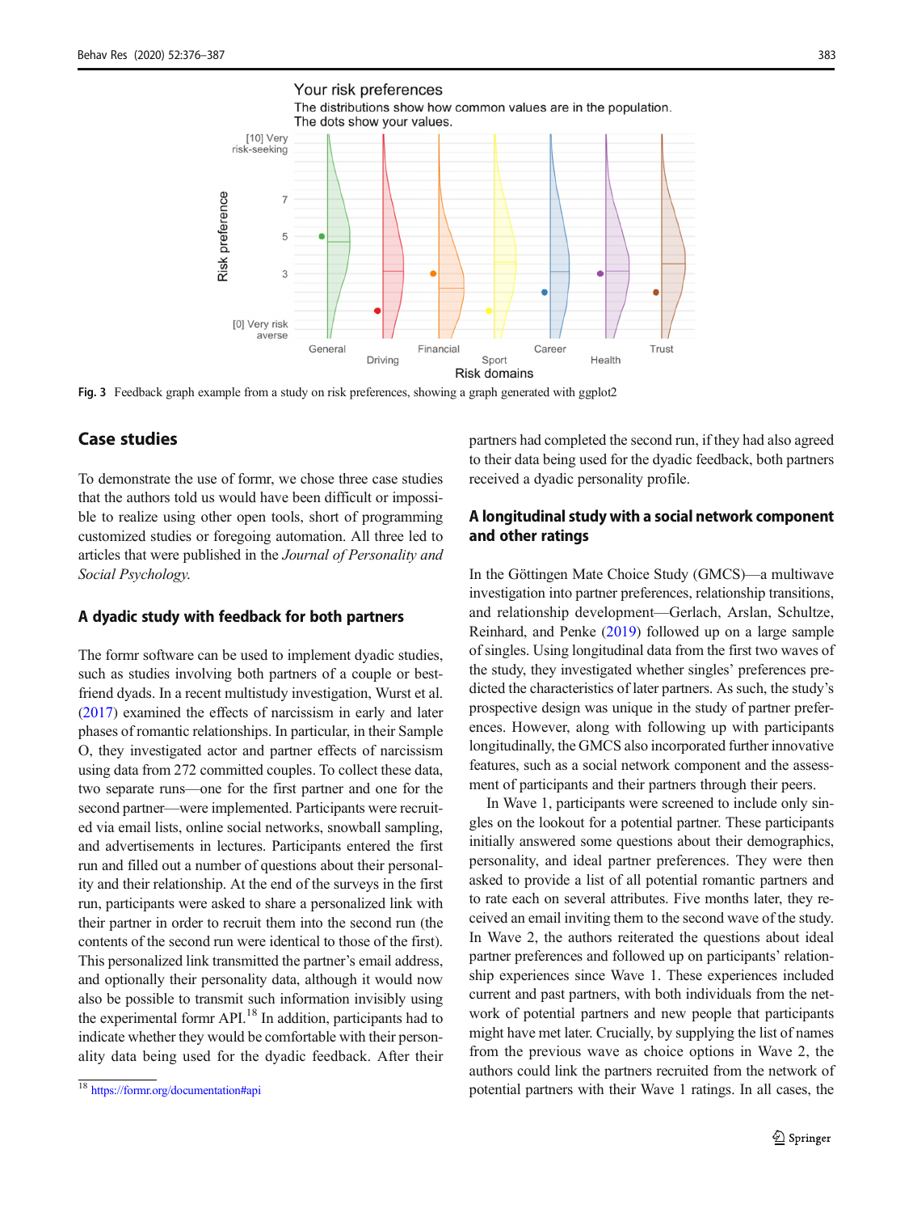Fig. 3 Feedback graph example from a study on risk preferences, showing a graph generated with ggplot2

## Case studies

To demonstrate the use of formr, we chose three case studies that the authors told us would have been difficult or impossible to realize using other open tools, short of programming customized studies or foregoing automation. All three led to articles that were published in the *Journal of Personality and Social Psychology.*

### A dyadic study with feedback for both partners

The formr software can be used to implement dyadic studies, such as studies involving both partners of a couple or best-friend dyads. In a recent multistudy investigation, Wurst et al. (2017) examined the effects of narcissism in early and later phases of romantic relationships. In particular, in their Sample O, they investigated actor and partner effects of narcissism using data from 272 committed couples. To collect these data, two separate runs—one for the first partner and one for the second partner—were implemented. Participants were recruited via email lists, online social networks, snowball sampling, and advertisements in lectures. Participants entered the first run and filled out a number of questions about their personality and their relationship. At the end of the surveys in the first run, participants were asked to share a personalized link with their partner in order to recruit them into the second run (the contents of the second run were identical to those of the first). This personalized link transmitted the partner's email address, and optionally their personality data, although it would now also be possible to transmit such information invisibly using the experimental formr API.[18] In addition, participants had to indicate whether they would be comfortable with their personality data being used for the dyadic feedback. After their partners had completed the second run, if they had also agreed to their data being used for the dyadic feedback, both partners received a dyadic personality profile.

### A longitudinal study with a social network component and other ratings

In the Göttingen Mate Choice Study (GMCS)—a multiwave investigation into partner preferences, relationship transitions, and relationship development—Gerlach, Arslan, Schultze, Reinhard, and Penke (2019) followed up on a large sample of singles. Using longitudinal data from the first two waves of the study, they investigated whether singles' preferences predicted the characteristics of later partners. As such, the study's prospective design was unique in the study of partner preferences. However, along with following up with participants longitudinally, the GMCS also incorporated further innovative features, such as a social network component and the assessment of participants and their partners through their peers.

In Wave 1, participants were screened to include only singles on the lookout for a potential partner. These participants initially answered some questions about their demographics, personality, and ideal partner preferences. They were then asked to provide a list of all potential romantic partners and to rate each on several attributes. Five months later, they received an email inviting them to the second wave of the study. In Wave 2, the authors reiterated the questions about ideal partner preferences and followed up on participants' relationship experiences since Wave 1. These experiences included current and past partners, with both individuals from the network of potential partners and new people that participants might have met later. Crucially, by supplying the list of names from the previous wave as choice options in Wave 2, the authors could link the partners recruited from the network of potential partners with their Wave 1 ratings. In all cases, the

[18] https://formr.org/documentation#api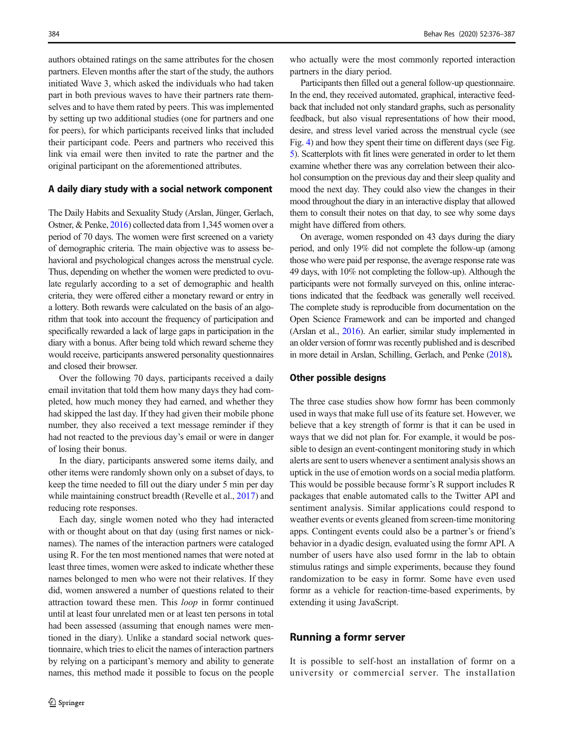authors obtained ratings on the same attributes for the chosen partners. Eleven months after the start of the study, the authors initiated Wave 3, which asked the individuals who had taken part in both previous waves to have their partners rate themselves and to have them rated by peers. This was implemented by setting up two additional studies (one for partners and one for peers), for which participants received links that included their participant code. Peers and partners who received this link via email were then invited to rate the partner and the original participant on the aforementioned attributes.

### A daily diary study with a social network component

The Daily Habits and Sexuality Study (Arslan, Jünger, Gerlach, Ostner, & Penke, 2016) collected data from 1,345 women over a period of 70 days. The women were first screened on a variety of demographic criteria. The main objective was to assess behavioral and psychological changes across the menstrual cycle. Thus, depending on whether the women were predicted to ovulate regularly according to a set of demographic and health criteria, they were offered either a monetary reward or entry in a lottery. Both rewards were calculated on the basis of an algorithm that took into account the frequency of participation and specifically rewarded a lack of large gaps in participation in the diary with a bonus. After being told which reward scheme they would receive, participants answered personality questionnaires and closed their browser.

Over the following 70 days, participants received a daily email invitation that told them how many days they had completed, how much money they had earned, and whether they had skipped the last day. If they had given their mobile phone number, they also received a text message reminder if they had not reacted to the previous day's email or were in danger of losing their bonus.

In the diary, participants answered some items daily, and other items were randomly shown only on a subset of days, to keep the time needed to fill out the diary under 5 min per day while maintaining construct breadth (Revelle et al., 2017) and reducing rote responses.

Each day, single women noted who they had interacted with or thought about on that day (using first names or nicknames). The names of the interaction partners were cataloged using R. For the ten most mentioned names that were noted at least three times, women were asked to indicate whether these names belonged to men who were not their relatives. If they did, women answered a number of questions related to their attraction toward these men. This *loop* in formr continued until at least four unrelated men or at least ten persons in total had been assessed (assuming that enough names were mentioned in the diary). Unlike a standard social network questionnaire, which tries to elicit the names of interaction partners by relying on a participant's memory and ability to generate names, this method made it possible to focus on the people who actually were the most commonly reported interaction partners in the diary period.

Participants then filled out a general follow-up questionnaire. In the end, they received automated, graphical, interactive feedback that included not only standard graphs, such as personality feedback, but also visual representations of how their mood, desire, and stress level varied across the menstrual cycle (see Fig. 4) and how they spent their time on different days (see Fig. 5). Scatterplots with fit lines were generated in order to let them examine whether there was any correlation between their alcohol consumption on the previous day and their sleep quality and mood the next day. They could also view the changes in their mood throughout the diary in an interactive display that allowed them to consult their notes on that day, to see why some days might have differed from others.

On average, women responded on 43 days during the diary period, and only 19% did not complete the follow-up (among those who were paid per response, the average response rate was 49 days, with 10% not completing the follow-up). Although the participants were not formally surveyed on this, online interactions indicated that the feedback was generally well received. The complete study is reproducible from documentation on the Open Science Framework and can be imported and changed (Arslan et al., 2016). An earlier, similar study implemented in an older version of formr was recently published and is described in more detail in Arslan, Schilling, Gerlach, and Penke (2018).

### Other possible designs

The three case studies show how formr has been commonly used in ways that make full use of its feature set. However, we believe that a key strength of formr is that it can be used in ways that we did not plan for. For example, it would be possible to design an event-contingent monitoring study in which alerts are sent to users whenever a sentiment analysis shows an uptick in the use of emotion words on a social media platform. This would be possible because formr's R support includes R packages that enable automated calls to the Twitter API and sentiment analysis. Similar applications could respond to weather events or events gleaned from screen-time monitoring apps. Contingent events could also be a partner's or friend's behavior in a dyadic design, evaluated using the formr API. A number of users have also used formr in the lab to obtain stimulus ratings and simple experiments, because they found randomization to be easy in formr. Some have even used formr as a vehicle for reaction-time-based experiments, by extending it using JavaScript.

## Running a formr server

It is possible to self-host an installation of formr on a university or commercial server. The installation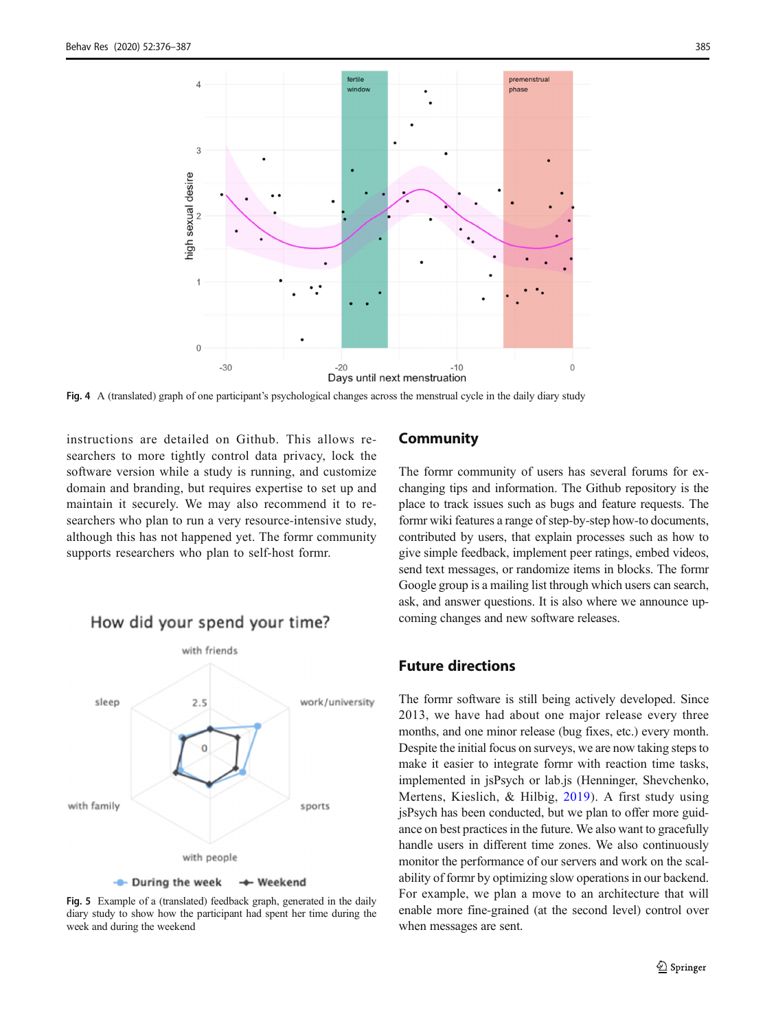Fig. 4 A (translated) graph of one participant's psychological changes across the menstrual cycle in the daily diary study

instructions are detailed on Github. This allows researchers to more tightly control data privacy, lock the software version while a study is running, and customize domain and branding, but requires expertise to set up and maintain it securely. We may also recommend it to researchers who plan to run a very resource-intensive study, although this has not happened yet. The formr community supports researchers who plan to self-host formr.

Fig. 5 Example of a (translated) feedback graph, generated in the daily diary study to show how the participant had spent her time during the week and during the weekend

## Community

The formr community of users has several forums for exchanging tips and information. The Github repository is the place to track issues such as bugs and feature requests. The formr wiki features a range of step-by-step how-to documents, contributed by users, that explain processes such as how to give simple feedback, implement peer ratings, embed videos, send text messages, or randomize items in blocks. The formr Google group is a mailing list through which users can search, ask, and answer questions. It is also where we announce upcoming changes and new software releases.

## Future directions

The formr software is still being actively developed. Since 2013, we have had about one major release every three months, and one minor release (bug fixes, etc.) every month. Despite the initial focus on surveys, we are now taking steps to make it easier to integrate formr with reaction time tasks, implemented in jsPsych or lab.js (Henninger, Shevchenko, Mertens, Kieslich, & Hilbig, 2019). A first study using jsPsych has been conducted, but we plan to offer more guidance on best practices in the future. We also want to gracefully handle users in different time zones. We also continuously monitor the performance of our servers and work on the scalability of formr by optimizing slow operations in our backend. For example, we plan a move to an architecture that will enable more fine-grained (at the second level) control over when messages are sent.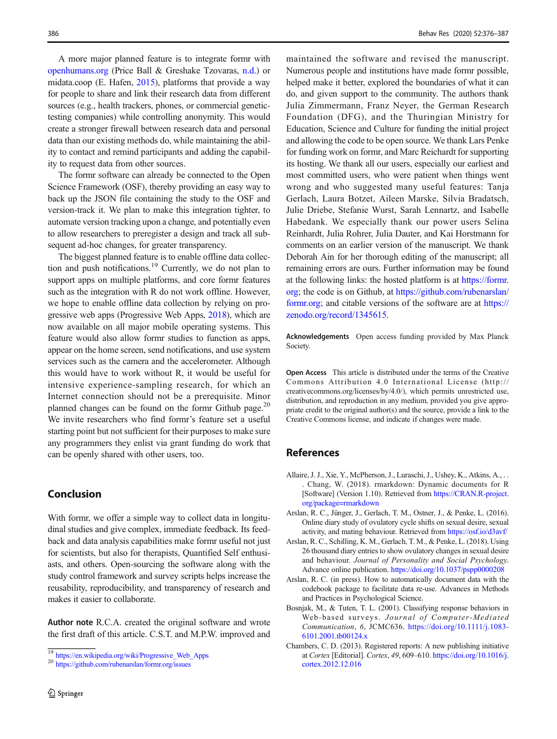A more major planned feature is to integrate formr with openhumans.org (Price Ball & Greshake Tzovaras, n.d.) or midata.coop (E. Hafen, 2015), platforms that provide a way for people to share and link their research data from different sources (e.g., health trackers, phones, or commercial genetic-testing companies) while controlling anonymity. This would create a stronger firewall between research data and personal data than our existing methods do, while maintaining the ability to contact and remind participants and adding the capability to request data from other sources.

The formr software can already be connected to the Open Science Framework (OSF), thereby providing an easy way to back up the JSON file containing the study to the OSF and version-track it. We plan to make this integration tighter, to automate version tracking upon a change, and potentially even to allow researchers to preregister a design and track all subsequent ad-hoc changes, for greater transparency.

The biggest planned feature is to enable offline data collection and push notifications.[19] Currently, we do not plan to support apps on multiple platforms, and core formr features such as the integration with R do not work offline. However, we hope to enable offline data collection by relying on progressive web apps (Progressive Web Apps, 2018), which are now available on all major mobile operating systems. This feature would also allow formr studies to function as apps, appear on the home screen, send notifications, and use system services such as the camera and the accelerometer. Although this would have to work without R, it would be useful for intensive experience-sampling research, for which an Internet connection should not be a prerequisite. Minor planned changes can be found on the formr Github page.[20] We invite researchers who find formr's feature set a useful starting point but not sufficient for their purposes to make sure any programmers they enlist via grant funding do work that can be openly shared with other users, too.

## Conclusion

With formr, we offer a simple way to collect data in longitudinal studies and give complex, immediate feedback. Its feedback and data analysis capabilities make formr useful not just for scientists, but also for therapists, Quantified Self enthusiasts, and others. Open-sourcing the software along with the study control framework and survey scripts helps increase the reusability, reproducibility, and transparency of research and makes it easier to collaborate.

**Author note** R.C.A. created the original software and wrote the first draft of this article. C.S.T. and M.P.W. improved and maintained the software and revised the manuscript. Numerous people and institutions have made formr possible, helped make it better, explored the boundaries of what it can do, and given support to the community. The authors thank Julia Zimmermann, Franz Neyer, the German Research Foundation (DFG), and the Thuringian Ministry for Education, Science and Culture for funding the initial project and allowing the code to be open source. We thank Lars Penke for funding work on formr, and Marc Reichardt for supporting its hosting. We thank all our users, especially our earliest and most committed users, who were patient when things went wrong and who suggested many useful features: Tanja Gerlach, Laura Botzet, Aileen Marske, Silvia Bradatsch, Julie Driebe, Stefanie Wurst, Sarah Lennartz, and Isabelle Habedank. We especially thank our power users Selina Reinhardt, Julia Rohrer, Julia Dauter, and Kai Horstmann for comments on an earlier version of the manuscript. We thank Deborah Ain for her thorough editing of the manuscript; all remaining errors are ours. Further information may be found at the following links: the hosted platform is at https://formr.org; the code is on Github, at https://github.com/rubenarslan/formr.org; and citable versions of the software are at https://zenodo.org/record/1345615.

**Acknowledgements** Open access funding provided by Max Planck Society.

**Open Access** This article is distributed under the terms of the Creative Commons Attribution 4.0 International License (http://creativecommons.org/licenses/by/4.0/), which permits unrestricted use, distribution, and reproduction in any medium, provided you give appropriate credit to the original author(s) and the source, provide a link to the Creative Commons license, and indicate if changes were made.

## References

Allaire, J. J., Xie, Y., McPherson, J., Luraschi, J., Ushey, K., Atkins, A., . . . Chang, W. (2018). rmarkdown: Dynamic documents for R [Software] (Version 1.10). Retrieved from https://CRAN.R-project.org/package=rmarkdown

Arslan, R. C., Jünger, J., Gerlach, T. M., Ostner, J., & Penke, L. (2016). Online diary study of ovulatory cycle shifts on sexual desire, sexual activity, and mating behaviour. Retrieved from https://osf.io/d3avf/

Arslan, R. C., Schilling, K. M., Gerlach, T. M., & Penke, L. (2018). Using 26 thousand diary entries to show ovulatory changes in sexual desire and behaviour. *Journal of Personality and Social Psychology*. Advance online publication. https://doi.org/10.1037/pspp0000208

Arslan, R. C. (in press). How to automatically document data with the codebook package to facilitate data re-use. Advances in Methods and Practices in Psychological Science.

Bosnjak, M., & Tuten, T. L. (2001). Classifying response behaviors in Web-based surveys. *Journal of Computer-Mediated Communication*, *6*, JCMC636. https://doi.org/10.1111/j.1083-6101.2001.tb00124.x

Chambers, C. D. (2013). Registered reports: A new publishing initiative at *Cortex* [Editorial]. *Cortex*, *49*, 609–610. https://doi.org/10.1016/j.cortex.2012.12.016

---

[19] https://en.wikipedia.org/wiki/Progressive_Web_Apps

[20] https://github.com/rubenarslan/formr.org/issues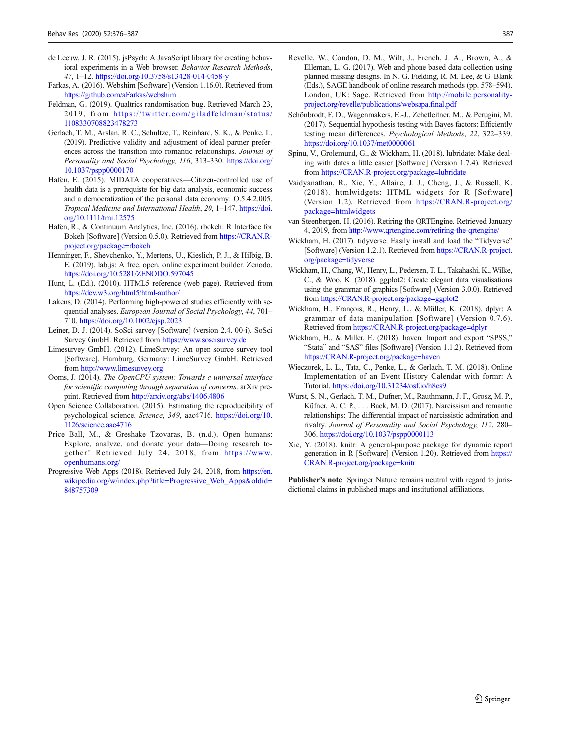de Leeuw, J. R. (2015). jsPsych: A JavaScript library for creating behavioral experiments in a Web browser. *Behavior Research Methods*, *47*, 1–12. https://doi.org/10.3758/s13428-014-0458-y

Farkas, A. (2016). Webshim [Software] (Version 1.16.0). Retrieved from https://github.com/aFarkas/webshim

Feldman, G. (2019). Qualtrics randomisation bug. Retrieved March 23, 2019, from https://twitter.com/giladfeldman/status/1108330708823478273

Gerlach, T. M., Arslan, R. C., Schultze, T., Reinhard, S. K., & Penke, L. (2019). Predictive validity and adjustment of ideal partner preferences across the transition into romantic relationships. *Journal of Personality and Social Psychology*, *116*, 313–330. https://doi.org/10.1037/pspp0000170

Hafen, E. (2015). MIDATA cooperatives—Citizen-controlled use of health data is a prerequiste for big data analysis, economic success and a democratization of the personal data economy: O.5.4.2.005. *Tropical Medicine and International Health*, *20*, 1–147. https://doi.org/10.1111/tmi.12575

Hafen, R., & Continuum Analytics, Inc. (2016). rbokeh: R Interface for Bokeh [Software] (Version 0.5.0). Retrieved from https://CRAN.R-project.org/package=rbokeh

Henninger, F., Shevchenko, Y., Mertens, U., Kieslich, P. J., & Hilbig, B. E. (2019). lab.js: A free, open, online experiment builder. Zenodo. https://doi.org/10.5281/ZENODO.597045

Hunt, L. (Ed.). (2010). HTML5 reference (web page). Retrieved from https://dev.w3.org/html5/html-author/

Lakens, D. (2014). Performing high-powered studies efficiently with sequential analyses. *European Journal of Social Psychology*, *44*, 701–710. https://doi.org/10.1002/ejsp.2023

Leiner, D. J. (2014). SoSci survey [Software] (version 2.4. 00-i). SoSci Survey GmbH. Retrieved from https://www.soscisurvey.de

Limesurvey GmbH. (2012). LimeSurvey: An open source survey tool [Software]. Hamburg, Germany: LimeSurvey GmbH. Retrieved from http://www.limesurvey.org

Ooms, J. (2014). *The OpenCPU system: Towards a universal interface for scientific computing through separation of concerns*. arXiv preprint. Retrieved from http://arxiv.org/abs/1406.4806

Open Science Collaboration. (2015). Estimating the reproducibility of psychological science. *Science*, *349*, aac4716. https://doi.org/10.1126/science.aac4716

Price Ball, M., & Greshake Tzovaras, B. (n.d.). Open humans: Explore, analyze, and donate your data—Doing research together! Retrieved July 24, 2018, from https://www.openhumans.org/

Progressive Web Apps (2018). Retrieved July 24, 2018, from https://en.wikipedia.org/w/index.php?title=Progressive_Web_Apps&oldid=848757309

Revelle, W., Condon, D. M., Wilt, J., French, J. A., Brown, A., & Elleman, L. G. (2017). Web and phone based data collection using planned missing designs. In N. G. Fielding, R. M. Lee, & G. Blank (Eds.), SAGE handbook of online research methods (pp. 578–594). London, UK: Sage. Retrieved from http://mobile.personality-project.org/revelle/publications/websapa.final.pdf

Schönbrodt, F. D., Wagenmakers, E.-J., Zehetleitner, M., & Perugini, M. (2017). Sequential hypothesis testing with Bayes factors: Efficiently testing mean differences. *Psychological Methods*, *22*, 322–339. https://doi.org/10.1037/met0000061

Spinu, V., Grolemund, G., & Wickham, H. (2018). lubridate: Make dealing with dates a little easier [Software] (Version 1.7.4). Retrieved from https://CRAN.R-project.org/package=lubridate

Vaidyanathan, R., Xie, Y., Allaire, J. J., Cheng, J., & Russell, K. (2018). htmlwidgets: HTML widgets for R [Software] (Version 1.2). Retrieved from https://CRAN.R-project.org/package=htmlwidgets

van Steenbergen, H. (2016). Retiring the QRTEngine. Retrieved January 4, 2019, from http://www.qrtengine.com/retiring-the-qrtengine/

Wickham, H. (2017). tidyverse: Easily install and load the "Tidyverse" [Software] (Version 1.2.1). Retrieved from https://CRAN.R-project.org/package=tidyverse

Wickham, H., Chang, W., Henry, L., Pedersen, T. L., Takahashi, K., Wilke, C., & Woo, K. (2018). ggplot2: Create elegant data visualisations using the grammar of graphics [Software] (Version 3.0.0). Retrieved from https://CRAN.R-project.org/package=ggplot2

Wickham, H., François, R., Henry, L., & Müller, K. (2018). dplyr: A grammar of data manipulation [Software] (Version 0.7.6). Retrieved from https://CRAN.R-project.org/package=dplyr

Wickham, H., & Miller, E. (2018). haven: Import and export "SPSS," "Stata" and "SAS" files [Software] (Version 1.1.2). Retrieved from https://CRAN.R-project.org/package=haven

Wieczorek, L. L., Tata, C., Penke, L., & Gerlach, T. M. (2018). Online Implementation of an Event History Calendar with formr: A Tutorial. https://doi.org/10.31234/osf.io/h8cs9

Wurst, S. N., Gerlach, T. M., Dufner, M., Rauthmann, J. F., Grosz, M. P., Küfner, A. C. P., . . . Back, M. D. (2017). Narcissism and romantic relationships: The differential impact of narcissistic admiration and rivalry. *Journal of Personality and Social Psychology*, *112*, 280–306. https://doi.org/10.1037/pspp0000113

Xie, Y. (2018). knitr: A general-purpose package for dynamic report generation in R [Software] (Version 1.20). Retrieved from https://CRAN.R-project.org/package=knitr

**Publisher's note** Springer Nature remains neutral with regard to jurisdictional claims in published maps and institutional affiliations.